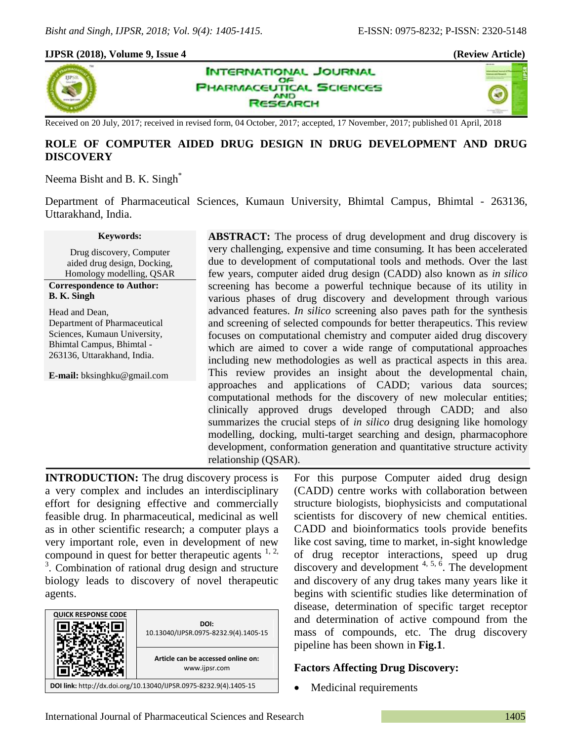Received on 20 July, 2017; received in revised form, 04 October, 2017; accepted, 17 November, 2017; published 01 April, 2018

# ROLE OF COMPUTER AIDED DRUG DESIGN IN DRUG DEVELOPMENT AND DRUG DISCOVERY

Neema Bisht and B. K. Singh[*]

Department of Pharmaceutical Sciences, Kumaun University, Bhimtal Campus, Bhimtal - 263136, Uttarakhand, India.

**Keywords:**

Drug discovery, Computer aided drug design, Docking, Homology modelling, QSAR

**Correspondence to Author:**
**B. K. Singh**

Head and Dean,
Department of Pharmaceutical Sciences, Kumaun University, Bhimtal Campus, Bhimtal - 263136, Uttarakhand, India.

**E-mail:** bksinghku@gmail.com

**ABSTRACT:** The process of drug development and drug discovery is very challenging, expensive and time consuming. It has been accelerated due to development of computational tools and methods. Over the last few years, computer aided drug design (CADD) also known as *in silico* screening has become a powerful technique because of its utility in various phases of drug discovery and development through various advanced features. *In silico* screening also paves path for the synthesis and screening of selected compounds for better therapeutics. This review focuses on computational chemistry and computer aided drug discovery which are aimed to cover a wide range of computational approaches including new methodologies as well as practical aspects in this area. This review provides an insight about the developmental chain, approaches and applications of CADD; various data sources; computational methods for the discovery of new molecular entities; clinically approved drugs developed through CADD; and also summarizes the crucial steps of *in silico* drug designing like homology modelling, docking, multi-target searching and design, pharmacophore development, conformation generation and quantitative structure activity relationship (QSAR).

**INTRODUCTION:** The drug discovery process is a very complex and includes an interdisciplinary effort for designing effective and commercially feasible drug. In pharmaceutical, medicinal as well as in other scientific research; a computer plays a very important role, even in development of new compound in quest for better therapeutic agents [1, 2, 3]. Combination of rational drug design and structure biology leads to discovery of novel therapeutic agents.

| QUICK RESPONSE CODE | DOI: 10.13040/IJPSR.0975-8232.9(4).1405-15 |
| --- | --- |
| | Article can be accessed online on: www.ijpsr.com |

**DOI link:** http://dx.doi.org/10.13040/IJPSR.0975-8232.9(4).1405-15

For this purpose Computer aided drug design (CADD) centre works with collaboration between structure biologists, biophysicists and computational scientists for discovery of new chemical entities. CADD and bioinformatics tools provide benefits like cost saving, time to market, in-sight knowledge of drug receptor interactions, speed up drug discovery and development [4, 5, 6]. The development and discovery of any drug takes many years like it begins with scientific studies like determination of disease, determination of specific target receptor and determination of active compound from the mass of compounds, etc. The drug discovery pipeline has been shown in **Fig.1**.

### Factors Affecting Drug Discovery:

- Medicinal requirements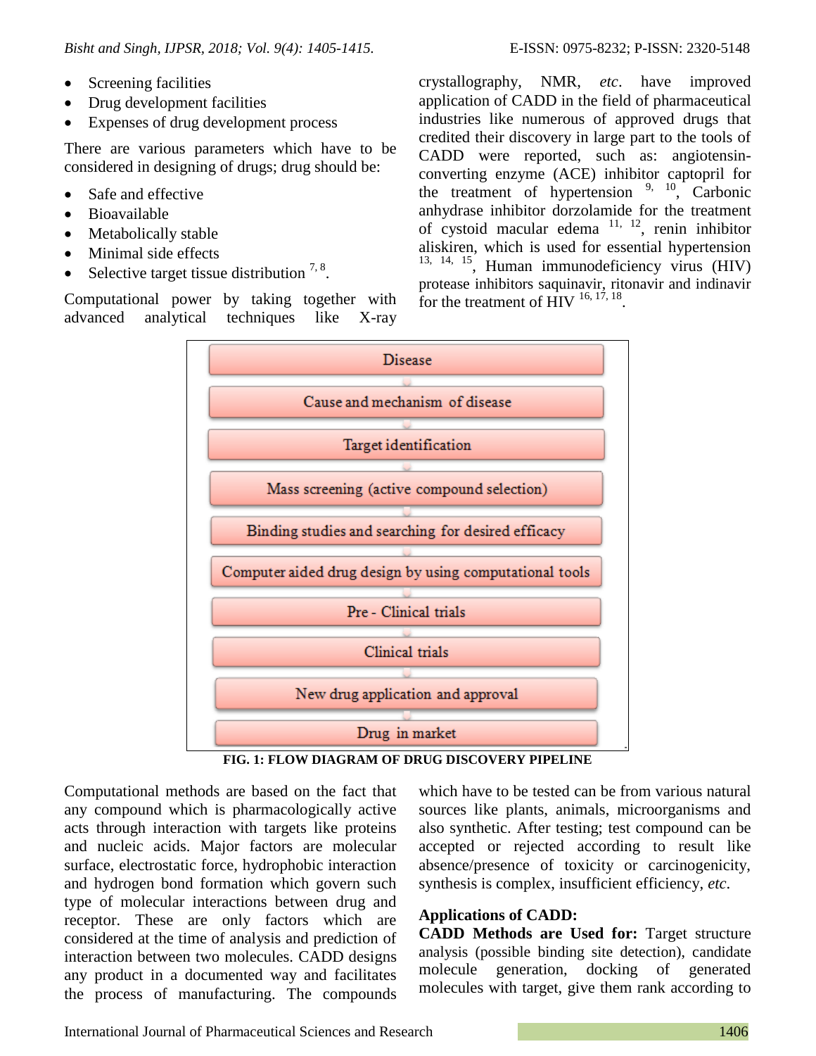- Screening facilities
- Drug development facilities
- Expenses of drug development process

There are various parameters which have to be considered in designing of drugs; drug should be:

- Safe and effective
- Bioavailable
- Metabolically stable
- Minimal side effects
- Selective target tissue distribution [7, 8].

Computational power by taking together with advanced analytical techniques like X-ray crystallography, NMR, *etc*. have improved application of CADD in the field of pharmaceutical industries like numerous of approved drugs that credited their discovery in large part to the tools of CADD were reported, such as: angiotensin-converting enzyme (ACE) inhibitor captopril for the treatment of hypertension [9, 10], Carbonic anhydrase inhibitor dorzolamide for the treatment of cystoid macular edema [11, 12], renin inhibitor aliskiren, which is used for essential hypertension [13, 14, 15], Human immunodeficiency virus (HIV) protease inhibitors saquinavir, ritonavir and indinavir for the treatment of HIV [16, 17, 18].

Disease → Cause and mechanism of disease → Target identification → Mass screening (active compound selection) → Binding studies and searching for desired efficacy → Computer aided drug design by using computational tools → Pre - Clinical trials → Clinical trials → New drug application and approval → Drug in market

**FIG. 1: FLOW DIAGRAM OF DRUG DISCOVERY PIPELINE**

Computational methods are based on the fact that any compound which is pharmacologically active acts through interaction with targets like proteins and nucleic acids. Major factors are molecular surface, electrostatic force, hydrophobic interaction and hydrogen bond formation which govern such type of molecular interactions between drug and receptor. These are only factors which are considered at the time of analysis and prediction of interaction between two molecules. CADD designs any product in a documented way and facilitates the process of manufacturing. The compounds which have to be tested can be from various natural sources like plants, animals, microorganisms and also synthetic. After testing; test compound can be accepted or rejected according to result like absence/presence of toxicity or carcinogenicity, synthesis is complex, insufficient efficiency, *etc*.

**Applications of CADD:**

**CADD Methods are Used for:** Target structure analysis (possible binding site detection), candidate molecule generation, docking of generated molecules with target, give them rank according to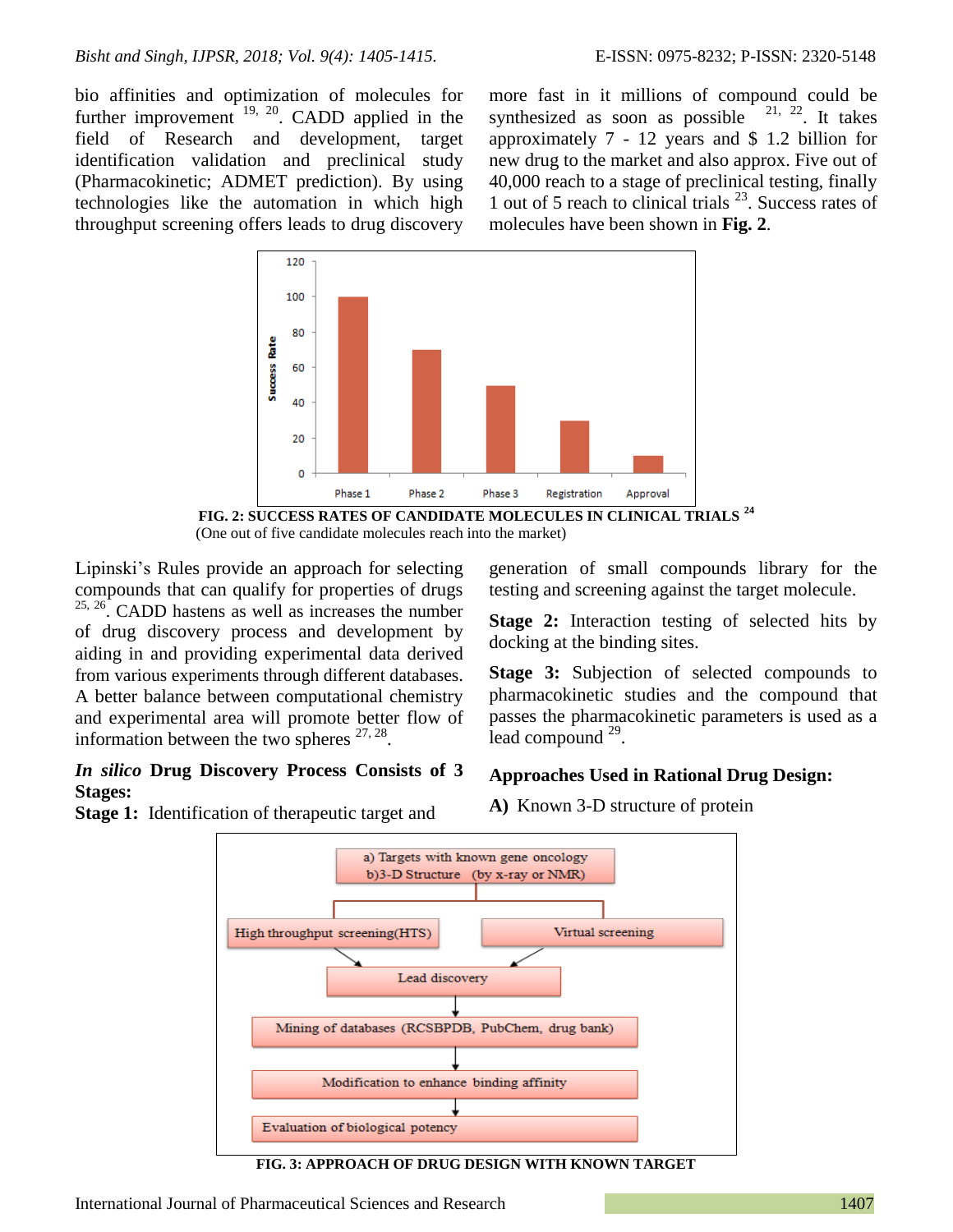bio affinities and optimization of molecules for further improvement [19, 20]. CADD applied in the field of Research and development, target identification validation and preclinical study (Pharmacokinetic; ADMET prediction). By using technologies like the automation in which high throughput screening offers leads to drug discovery more fast in it millions of compound could be synthesized as soon as possible [21, 22]. It takes approximately 7 - 12 years and $ 1.2 billion for new drug to the market and also approx. Five out of 40,000 reach to a stage of preclinical testing, finally 1 out of 5 reach to clinical trials [23]. Success rates of molecules have been shown in **Fig. 2**.

**FIG. 2: SUCCESS RATES OF CANDIDATE MOLECULES IN CLINICAL TRIALS [24]**
(One out of five candidate molecules reach into the market)

Lipinski's Rules provide an approach for selecting compounds that can qualify for properties of drugs [25, 26]. CADD hastens as well as increases the number of drug discovery process and development by aiding in and providing experimental data derived from various experiments through different databases. A better balance between computational chemistry and experimental area will promote better flow of information between the two spheres [27, 28].

### *In silico* Drug Discovery Process Consists of 3 Stages:

**Stage 1:** Identification of therapeutic target and generation of small compounds library for the testing and screening against the target molecule.

**Stage 2:** Interaction testing of selected hits by docking at the binding sites.

**Stage 3:** Subjection of selected compounds to pharmacokinetic studies and the compound that passes the pharmacokinetic parameters is used as a lead compound [29].

### Approaches Used in Rational Drug Design:

**A)** Known 3-D structure of protein

**FIG. 3: APPROACH OF DRUG DESIGN WITH KNOWN TARGET**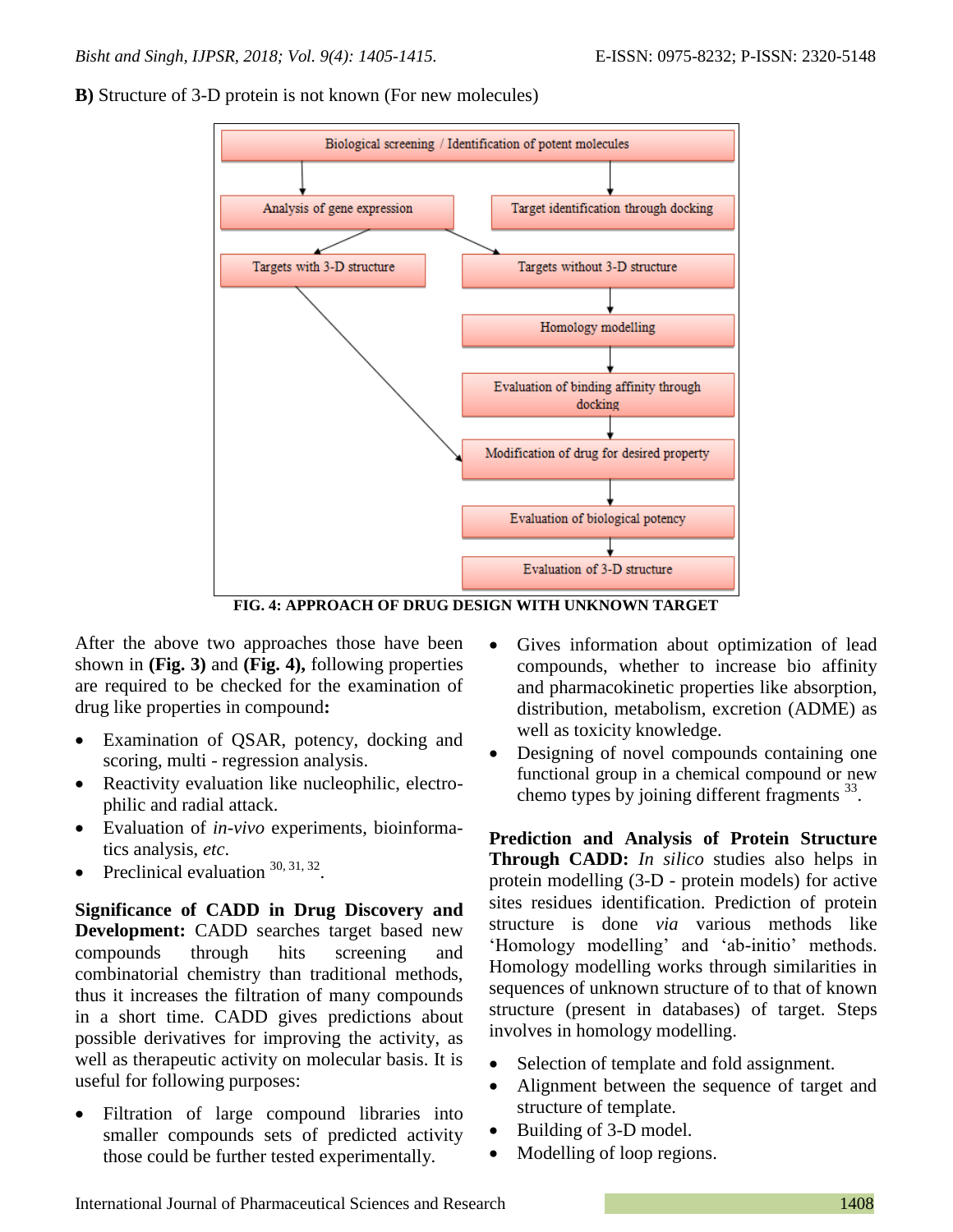**B)** Structure of 3-D protein is not known (For new molecules)

Biological screening / Identification of potent molecules

Analysis of gene expression

Target identification through docking

Targets with 3-D structure

Targets without 3-D structure

Homology modelling

Evaluation of binding affinity through docking

Modification of drug for desired property

Evaluation of biological potency

Evaluation of 3-D structure

**FIG. 4: APPROACH OF DRUG DESIGN WITH UNKNOWN TARGET**

After the above two approaches those have been shown in **(Fig. 3)** and **(Fig. 4),** following properties are required to be checked for the examination of drug like properties in compound**:**

- Examination of QSAR, potency, docking and scoring, multi - regression analysis.
- Reactivity evaluation like nucleophilic, electrophilic and radial attack.
- Evaluation of *in-vivo* experiments, bioinformatics analysis, *etc*.
- Preclinical evaluation [30, 31, 32].

**Significance of CADD in Drug Discovery and Development:** CADD searches target based new compounds through hits screening and combinatorial chemistry than traditional methods, thus it increases the filtration of many compounds in a short time. CADD gives predictions about possible derivatives for improving the activity, as well as therapeutic activity on molecular basis. It is useful for following purposes:

- Filtration of large compound libraries into smaller compounds sets of predicted activity those could be further tested experimentally.
- Gives information about optimization of lead compounds, whether to increase bio affinity and pharmacokinetic properties like absorption, distribution, metabolism, excretion (ADME) as well as toxicity knowledge.
- Designing of novel compounds containing one functional group in a chemical compound or new chemo types by joining different fragments [33].

**Prediction and Analysis of Protein Structure Through CADD:** *In silico* studies also helps in protein modelling (3-D - protein models) for active sites residues identification. Prediction of protein structure is done *via* various methods like 'Homology modelling' and 'ab-initio' methods. Homology modelling works through similarities in sequences of unknown structure of to that of known structure (present in databases) of target. Steps involves in homology modelling.

- Selection of template and fold assignment.
- Alignment between the sequence of target and structure of template.
- Building of 3-D model.
- Modelling of loop regions.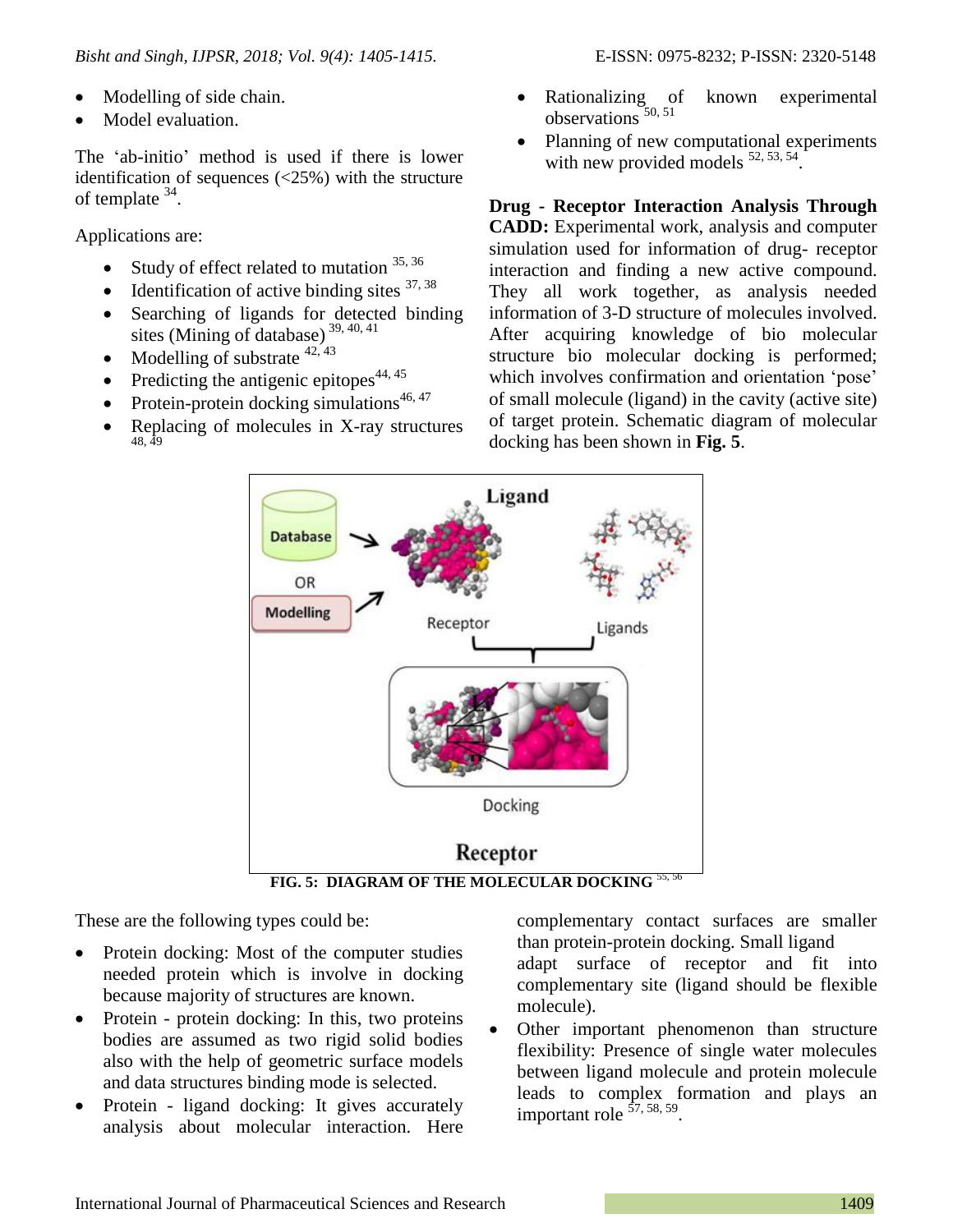- Modelling of side chain.
- Model evaluation.

The 'ab-initio' method is used if there is lower identification of sequences (<25%) with the structure of template [34].

Applications are:

- Study of effect related to mutation [35, 36]
- Identification of active binding sites [37, 38]
- Searching of ligands for detected binding sites (Mining of database) [39, 40, 41]
- Modelling of substrate [42, 43]
- Predicting the antigenic epitopes[44, 45]
- Protein-protein docking simulations[46, 47]
- Replacing of molecules in X-ray structures [48, 49]
- Rationalizing of known experimental observations [50, 51]
- Planning of new computational experiments with new provided models [52, 53, 54].

**Drug - Receptor Interaction Analysis Through CADD:** Experimental work, analysis and computer simulation used for information of drug- receptor interaction and finding a new active compound. They all work together, as analysis needed information of 3-D structure of molecules involved. After acquiring knowledge of bio molecular structure bio molecular docking is performed; which involves confirmation and orientation 'pose' of small molecule (ligand) in the cavity (active site) of target protein. Schematic diagram of molecular docking has been shown in **Fig. 5**.

**FIG. 5: DIAGRAM OF THE MOLECULAR DOCKING** [55, 56]

These are the following types could be:

- Protein docking: Most of the computer studies needed protein which is involve in docking because majority of structures are known.
- Protein - protein docking: In this, two proteins bodies are assumed as two rigid solid bodies also with the help of geometric surface models and data structures binding mode is selected.
- Protein - ligand docking: It gives accurately analysis about molecular interaction. Here complementary contact surfaces are smaller than protein-protein docking. Small ligand adapt surface of receptor and fit into complementary site (ligand should be flexible molecule).
- Other important phenomenon than structure flexibility: Presence of single water molecules between ligand molecule and protein molecule leads to complex formation and plays an important role [57, 58, 59].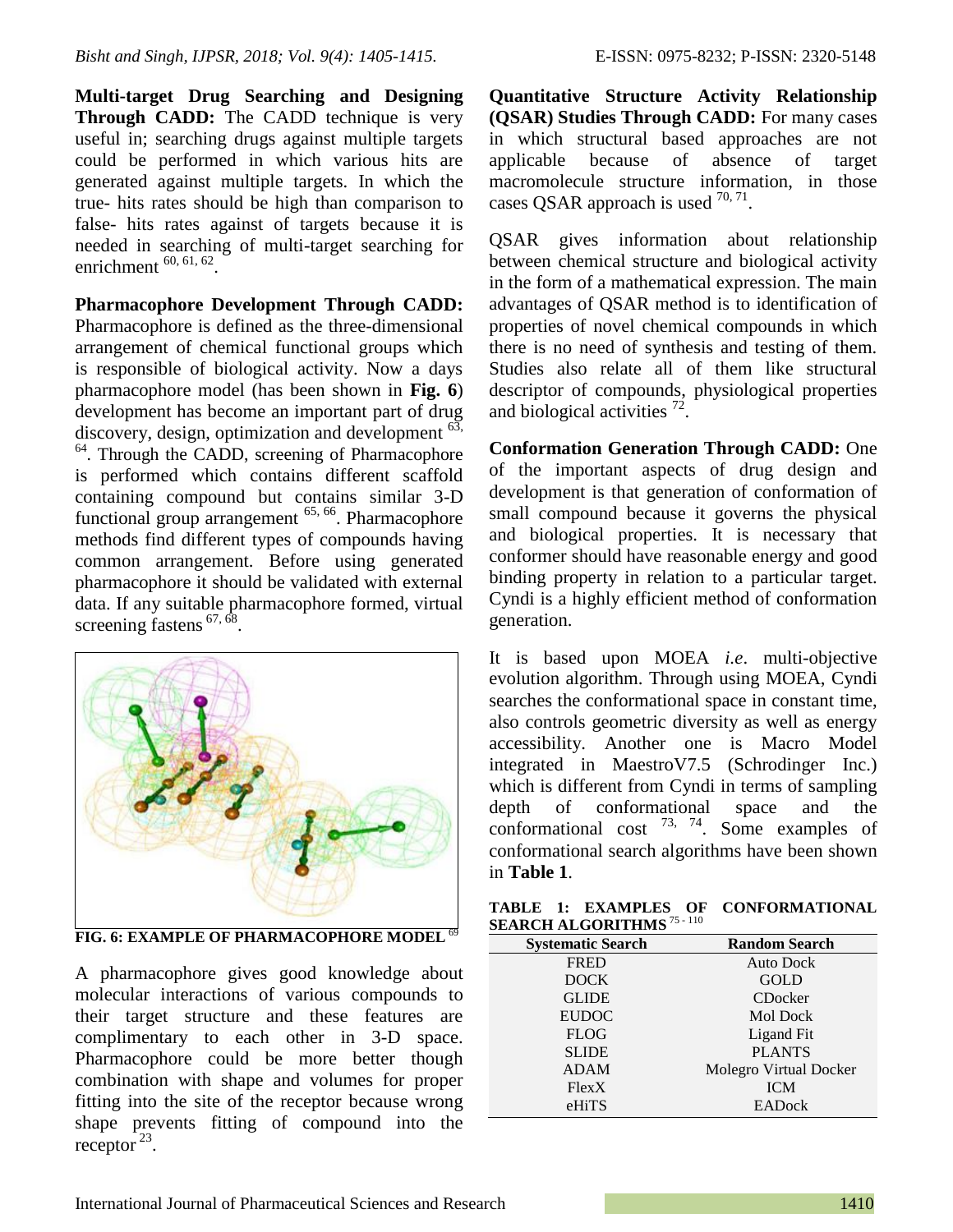**Multi-target Drug Searching and Designing Through CADD:** The CADD technique is very useful in; searching drugs against multiple targets could be performed in which various hits are generated against multiple targets. In which the true- hits rates should be high than comparison to false- hits rates against of targets because it is needed in searching of multi-target searching for enrichment [60, 61, 62].

**Pharmacophore Development Through CADD:** Pharmacophore is defined as the three-dimensional arrangement of chemical functional groups which is responsible of biological activity. Now a days pharmacophore model (has been shown in **Fig. 6**) development has become an important part of drug discovery, design, optimization and development [63, 64]. Through the CADD, screening of Pharmacophore is performed which contains different scaffold containing compound but contains similar 3-D functional group arrangement [65, 66]. Pharmacophore methods find different types of compounds having common arrangement. Before using generated pharmacophore it should be validated with external data. If any suitable pharmacophore formed, virtual screening fastens [67, 68].

**FIG. 6: EXAMPLE OF PHARMACOPHORE MODEL** [69]

A pharmacophore gives good knowledge about molecular interactions of various compounds to their target structure and these features are complimentary to each other in 3-D space. Pharmacophore could be more better though combination with shape and volumes for proper fitting into the site of the receptor because wrong shape prevents fitting of compound into the receptor [23].

**Quantitative Structure Activity Relationship (QSAR) Studies Through CADD:** For many cases in which structural based approaches are not applicable because of absence of target macromolecule structure information, in those cases QSAR approach is used [70, 71].

QSAR gives information about relationship between chemical structure and biological activity in the form of a mathematical expression. The main advantages of QSAR method is to identification of properties of novel chemical compounds in which there is no need of synthesis and testing of them. Studies also relate all of them like structural descriptor of compounds, physiological properties and biological activities [72].

**Conformation Generation Through CADD:** One of the important aspects of drug design and development is that generation of conformation of small compound because it governs the physical and biological properties. It is necessary that conformer should have reasonable energy and good binding property in relation to a particular target. Cyndi is a highly efficient method of conformation generation.

It is based upon MOEA *i.e*. multi-objective evolution algorithm. Through using MOEA, Cyndi searches the conformational space in constant time, also controls geometric diversity as well as energy accessibility. Another one is Macro Model integrated in MaestroV7.5 (Schrodinger Inc.) which is different from Cyndi in terms of sampling depth of conformational space and the conformational cost [73, 74]. Some examples of conformational search algorithms have been shown in **Table 1**.

**TABLE 1: EXAMPLES OF CONFORMATIONAL SEARCH ALGORITHMS** [75 - 110]

| Systematic Search | Random Search |
|---|---|
| FRED | Auto Dock |
| DOCK | GOLD |
| GLIDE | CDocker |
| EUDOC | Mol Dock |
| FLOG | Ligand Fit |
| SLIDE | PLANTS |
| ADAM | Molegro Virtual Docker |
| FlexX | ICM |
| eHiTS | EADock |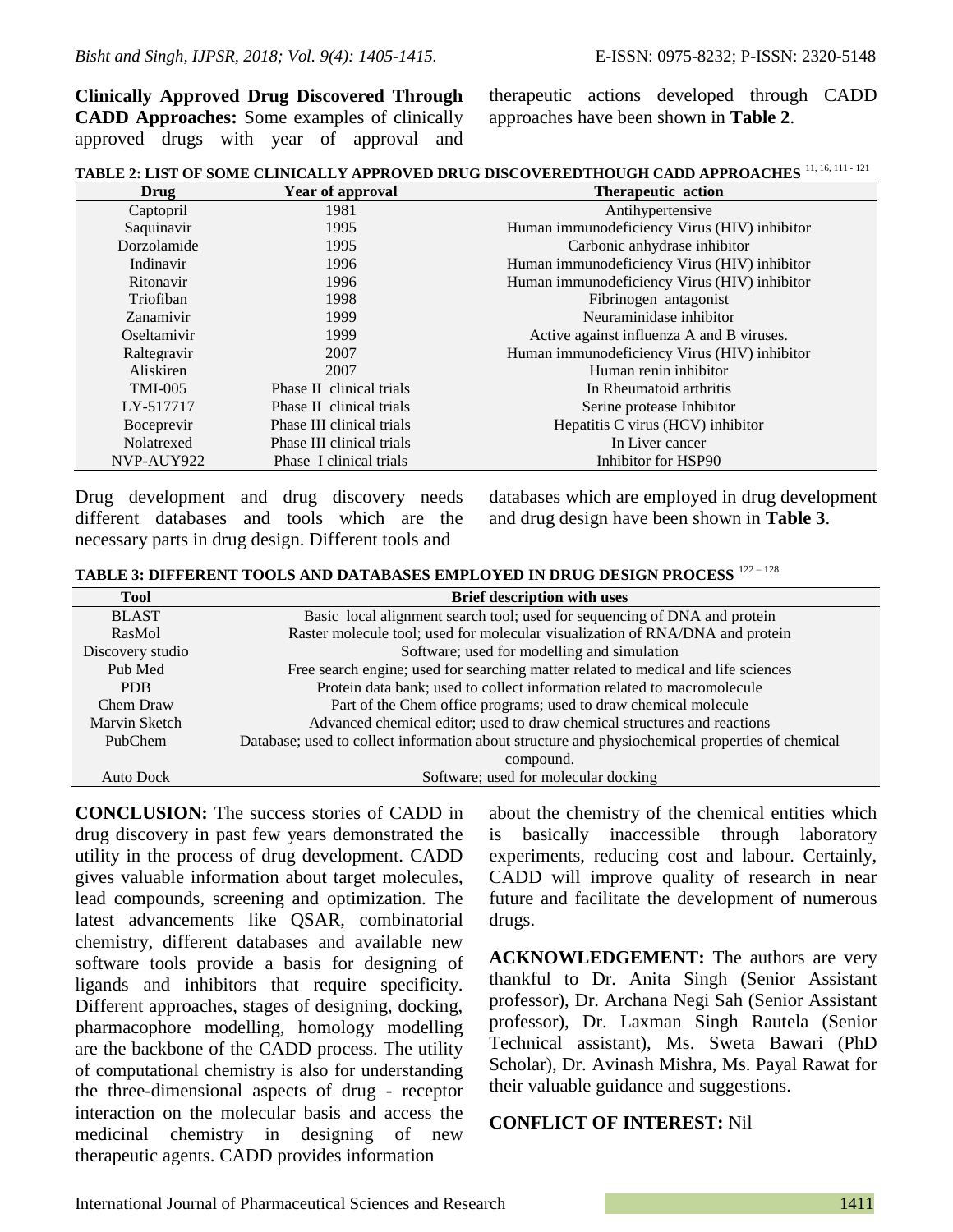**Clinically Approved Drug Discovered Through CADD Approaches:** Some examples of clinically approved drugs with year of approval and therapeutic actions developed through CADD approaches have been shown in **Table 2**.

**TABLE 2: LIST OF SOME CLINICALLY APPROVED DRUG DISCOVEREDTHOUGH CADD APPROACHES** [11, 16, 111 - 121]

| Drug | Year of approval | Therapeutic action |
|---|---|---|
| Captopril | 1981 | Antihypertensive |
| Saquinavir | 1995 | Human immunodeficiency Virus (HIV) inhibitor |
| Dorzolamide | 1995 | Carbonic anhydrase inhibitor |
| Indinavir | 1996 | Human immunodeficiency Virus (HIV) inhibitor |
| Ritonavir | 1996 | Human immunodeficiency Virus (HIV) inhibitor |
| Triofiban | 1998 | Fibrinogen antagonist |
| Zanamivir | 1999 | Neuraminidase inhibitor |
| Oseltamivir | 1999 | Active against influenza A and B viruses. |
| Raltegravir | 2007 | Human immunodeficiency Virus (HIV) inhibitor |
| Aliskiren | 2007 | Human renin inhibitor |
| TMI-005 | Phase II clinical trials | In Rheumatoid arthritis |
| LY-517717 | Phase II clinical trials | Serine protease Inhibitor |
| Boceprevir | Phase III clinical trials | Hepatitis C virus (HCV) inhibitor |
| Nolatrexed | Phase III clinical trials | In Liver cancer |
| NVP-AUY922 | Phase I clinical trials | Inhibitor for HSP90 |

Drug development and drug discovery needs different databases and tools which are the necessary parts in drug design. Different tools and databases which are employed in drug development and drug design have been shown in **Table 3**.

**TABLE 3: DIFFERENT TOOLS AND DATABASES EMPLOYED IN DRUG DESIGN PROCESS** [122 – 128]

| Tool | Brief description with uses |
|---|---|
| BLAST | Basic local alignment search tool; used for sequencing of DNA and protein |
| RasMol | Raster molecule tool; used for molecular visualization of RNA/DNA and protein |
| Discovery studio | Software; used for modelling and simulation |
| Pub Med | Free search engine; used for searching matter related to medical and life sciences |
| PDB | Protein data bank; used to collect information related to macromolecule |
| Chem Draw | Part of the Chem office programs; used to draw chemical molecule |
| Marvin Sketch | Advanced chemical editor; used to draw chemical structures and reactions |
| PubChem | Database; used to collect information about structure and physiochemical properties of chemical compound. |
| Auto Dock | Software; used for molecular docking |

**CONCLUSION:** The success stories of CADD in drug discovery in past few years demonstrated the utility in the process of drug development. CADD gives valuable information about target molecules, lead compounds, screening and optimization. The latest advancements like QSAR, combinatorial chemistry, different databases and available new software tools provide a basis for designing of ligands and inhibitors that require specificity. Different approaches, stages of designing, docking, pharmacophore modelling, homology modelling are the backbone of the CADD process. The utility of computational chemistry is also for understanding the three-dimensional aspects of drug - receptor interaction on the molecular basis and access the medicinal chemistry in designing of new therapeutic agents. CADD provides information about the chemistry of the chemical entities which is basically inaccessible through laboratory experiments, reducing cost and labour. Certainly, CADD will improve quality of research in near future and facilitate the development of numerous drugs.

**ACKNOWLEDGEMENT:** The authors are very thankful to Dr. Anita Singh (Senior Assistant professor), Dr. Archana Negi Sah (Senior Assistant professor), Dr. Laxman Singh Rautela (Senior Technical assistant), Ms. Sweta Bawari (PhD Scholar), Dr. Avinash Mishra, Ms. Payal Rawat for their valuable guidance and suggestions.

**CONFLICT OF INTEREST:** Nil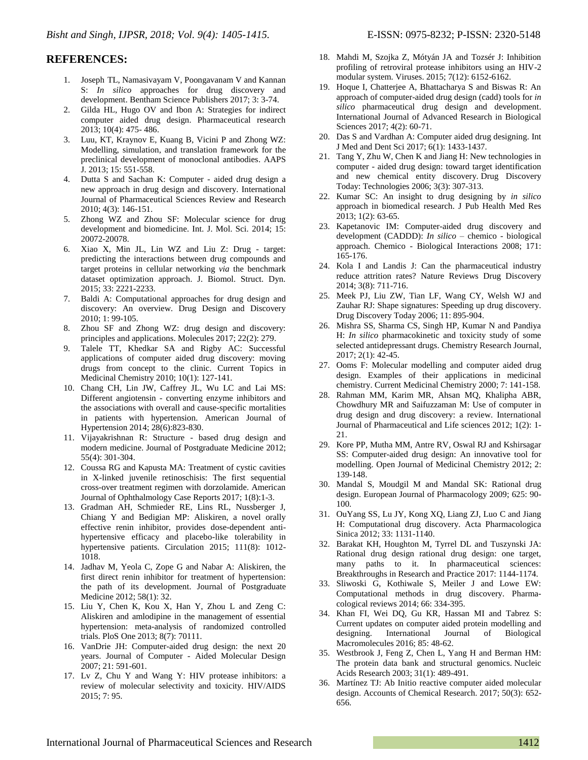## REFERENCES:

1. Joseph TL, Namasivayam V, Poongavanam V and Kannan S: *In silico* approaches for drug discovery and development. Bentham Science Publishers 2017; 3: 3-74.
2. Gilda HL, Hugo OV and Ibon A: Strategies for indirect computer aided drug design. Pharmaceutical research 2013; 10(4): 475- 486.
3. Luu, KT, Kraynov E, Kuang B, Vicini P and Zhong WZ: Modelling, simulation, and translation framework for the preclinical development of monoclonal antibodies. AAPS J. 2013; 15: 551-558.
4. Dutta S and Sachan K: Computer - aided drug design a new approach in drug design and discovery. International Journal of Pharmaceutical Sciences Review and Research 2010; 4(3): 146-151.
5. Zhong WZ and Zhou SF: Molecular science for drug development and biomedicine. Int. J. Mol. Sci. 2014; 15: 20072-20078.
6. Xiao X, Min JL, Lin WZ and Liu Z: Drug - target: predicting the interactions between drug compounds and target proteins in cellular networking *via* the benchmark dataset optimization approach. J. Biomol. Struct. Dyn. 2015; 33: 2221-2233.
7. Baldi A: Computational approaches for drug design and discovery: An overview. Drug Design and Discovery 2010; 1: 99-105.
8. Zhou SF and Zhong WZ: drug design and discovery: principles and applications. Molecules 2017; 22(2): 279.
9. Talele TT, Khedkar SA and Rigby AC: Successful applications of computer aided drug discovery: moving drugs from concept to the clinic. Current Topics in Medicinal Chemistry 2010; 10(1): 127-141.
10. Chang CH, Lin JW, Caffrey JL, Wu LC and Lai MS: Different angiotensin - converting enzyme inhibitors and the associations with overall and cause-specific mortalities in patients with hypertension. American Journal of Hypertension 2014; 28(6):823-830.
11. Vijayakrishnan R: Structure - based drug design and modern medicine. Journal of Postgraduate Medicine 2012; 55(4): 301-304.
12. Coussa RG and Kapusta MA: Treatment of cystic cavities in X-linked juvenile retinoschisis: The first sequential cross-over treatment regimen with dorzolamide. American Journal of Ophthalmology Case Reports 2017; 1(8):1-3.
13. Gradman AH, Schmieder RE, Lins RL, Nussberger J, Chiang Y and Bedigian MP: Aliskiren, a novel orally effective renin inhibitor, provides dose-dependent anti-hypertensive efficacy and placebo-like tolerability in hypertensive patients. Circulation 2015; 111(8): 1012-1018.
14. Jadhav M, Yeola C, Zope G and Nabar A: Aliskiren, the first direct renin inhibitor for treatment of hypertension: the path of its development. Journal of Postgraduate Medicine 2012; 58(1): 32.
15. Liu Y, Chen K, Kou X, Han Y, Zhou L and Zeng C: Aliskiren and amlodipine in the management of essential hypertension: meta-analysis of randomized controlled trials. PloS One 2013; 8(7): 70111.
16. VanDrie JH: Computer-aided drug design: the next 20 years. Journal of Computer - Aided Molecular Design 2007; 21: 591-601.
17. Lv Z, Chu Y and Wang Y: HIV protease inhibitors: a review of molecular selectivity and toxicity. HIV/AIDS 2015; 7: 95.
18. Mahdi M, Szojka Z, Mótyán JA and Tozsér J: Inhibition profiling of retroviral protease inhibitors using an HIV-2 modular system. Viruses. 2015; 7(12): 6152-6162.
19. Hoque I, Chatterjee A, Bhattacharya S and Biswas R: An approach of computer-aided drug design (cadd) tools for *in silico* pharmaceutical drug design and development. International Journal of Advanced Research in Biological Sciences 2017; 4(2): 60-71.
20. Das S and Vardhan A: Computer aided drug designing. Int J Med and Dent Sci 2017; 6(1): 1433-1437.
21. Tang Y, Zhu W, Chen K and Jiang H: New technologies in computer - aided drug design: toward target identification and new chemical entity discovery. Drug Discovery Today: Technologies 2006; 3(3): 307-313.
22. Kumar SC: An insight to drug designing by *in silico* approach in biomedical research. J Pub Health Med Res 2013; 1(2): 63-65.
23. Kapetanovic IM: Computer-aided drug discovery and development (CADDD): *In silico* – chemico - biological approach. Chemico - Biological Interactions 2008; 171: 165-176.
24. Kola I and Landis J: Can the pharmaceutical industry reduce attrition rates? Nature Reviews Drug Discovery 2014; 3(8): 711-716.
25. Meek PJ, Liu ZW, Tian LF, Wang CY, Welsh WJ and Zauhar RJ: Shape signatures: Speeding up drug discovery. Drug Discovery Today 2006; 11: 895-904.
26. Mishra SS, Sharma CS, Singh HP, Kumar N and Pandiya H: *In silico* pharmacokinetic and toxicity study of some selected antidepressant drugs. Chemistry Research Journal, 2017; 2(1): 42-45.
27. Ooms F: Molecular modelling and computer aided drug design. Examples of their applications in medicinal chemistry. Current Medicinal Chemistry 2000; 7: 141-158.
28. Rahman MM, Karim MR, Ahsan MQ, Khalipha ABR, Chowdhury MR and Saifuzzaman M: Use of computer in drug design and drug discovery: a review. International Journal of Pharmaceutical and Life sciences 2012; 1(2): 1-21.
29. Kore PP, Mutha MM, Antre RV, Oswal RJ and Kshirsagar SS: Computer-aided drug design: An innovative tool for modelling. Open Journal of Medicinal Chemistry 2012; 2: 139-148.
30. Mandal S, Moudgil M and Mandal SK: Rational drug design. European Journal of Pharmacology 2009; 625: 90-100.
31. OuYang SS, Lu JY, Kong XQ, Liang ZJ, Luo C and Jiang H: Computational drug discovery. Acta Pharmacologica Sinica 2012; 33: 1131-1140.
32. Barakat KH, Houghton M, Tyrrel DL and Tuszynski JA: Rational drug design rational drug design: one target, many paths to it. In pharmaceutical sciences: Breakthroughs in Research and Practice 2017: 1144-1174.
33. Sliwoski G, Kothiwale S, Meiler J and Lowe EW: Computational methods in drug discovery. Pharmacological reviews 2014; 66: 334-395.
34. Khan FI, Wei DQ, Gu KR, Hassan MI and Tabrez S: Current updates on computer aided protein modelling and designing. International Journal of Biological Macromolecules 2016; 85: 48-62.
35. Westbrook J, Feng Z, Chen L, Yang H and Berman HM: The protein data bank and structural genomics. Nucleic Acids Research 2003; 31(1): 489-491.
36. Martínez TJ: Ab Initio reactive computer aided molecular design. Accounts of Chemical Research. 2017; 50(3): 652-656.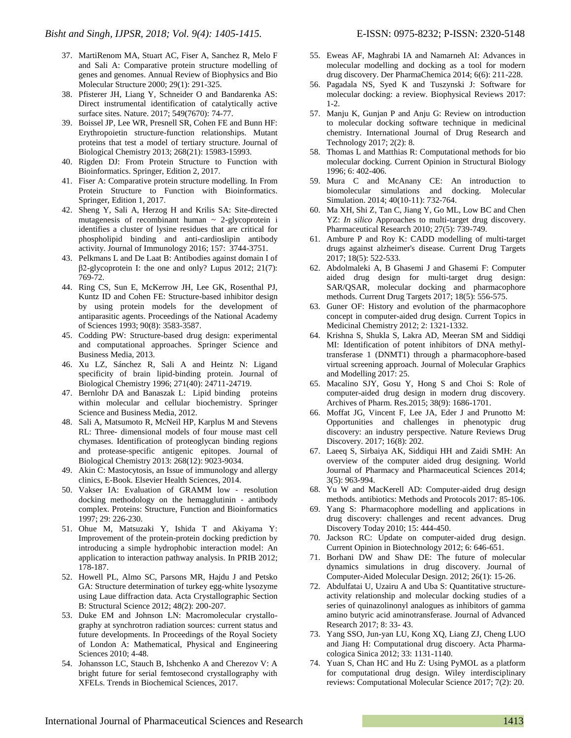37. MartiRenom MA, Stuart AC, Fiser A, Sanchez R, Melo F and Sali A: Comparative protein structure modelling of genes and genomes. Annual Review of Biophysics and Bio Molecular Structure 2000; 29(1): 291-325.
38. Pfisterer JH, Liang Y, Schneider O and Bandarenka AS: Direct instrumental identification of catalytically active surface sites. Nature. 2017; 549(7670): 74-77.
39. Boissel JP, Lee WR, Presnell SR, Cohen FE and Bunn HF: Erythropoietin structure-function relationships. Mutant proteins that test a model of tertiary structure. Journal of Biological Chemistry 2013; 268(21): 15983-15993.
40. Rigden DJ: From Protein Structure to Function with Bioinformatics. Springer, Edition 2, 2017.
41. Fiser A: Comparative protein structure modelling. In From Protein Structure to Function with Bioinformatics. Springer, Edition 1, 2017.
42. Sheng Y, Sali A, Herzog H and Krilis SA: Site-directed mutagenesis of recombinant human ~ 2-glycoprotein i identifies a cluster of lysine residues that are critical for phospholipid binding and anti-cardioslipin antibody activity. Journal of Immunology 2016; 157: 3744-3751.
43. Pelkmans L and De Laat B: Antibodies against domain I of β2-glycoprotein I: the one and only? Lupus 2012; 21(7): 769-72.
44. Ring CS, Sun E, McKerrow JH, Lee GK, Rosenthal PJ, Kuntz ID and Cohen FE: Structure-based inhibitor design by using protein models for the development of antiparasitic agents. Proceedings of the National Academy of Sciences 1993; 90(8): 3583-3587.
45. Codding PW: Structure-based drug design: experimental and computational approaches. Springer Science and Business Media, 2013.
46. Xu LZ, Sánchez R, Sali A and Heintz N: Ligand specificity of brain lipid-binding protein. Journal of Biological Chemistry 1996; 271(40): 24711-24719.
47. Bernlohr DA and Banaszak L: Lipid binding proteins within molecular and cellular biochemistry. Springer Science and Business Media, 2012.
48. Sali A, Matsumoto R, McNeil HP, Karplus M and Stevens RL: Three- dimensional models of four mouse mast cell chymases. Identification of proteoglycan binding regions and protease-specific antigenic epitopes. Journal of Biological Chemistry 2013: 268(12): 9023-9034.
49. Akin C: Mastocytosis, an Issue of immunology and allergy clinics, E-Book. Elsevier Health Sciences, 2014.
50. Vakser IA: Evaluation of GRAMM low - resolution docking methodology on the hemagglutinin - antibody complex. Proteins: Structure, Function and Bioinformatics 1997; 29: 226-230.
51. Ohue M, Matsuzaki Y, Ishida T and Akiyama Y: Improvement of the protein-protein docking prediction by introducing a simple hydrophobic interaction model: An application to interaction pathway analysis. In PRIB 2012; 178-187.
52. Howell PL, Almo SC, Parsons MR, Hajdu J and Petsko GA: Structure determination of turkey egg-white lysozyme using Laue diffraction data. Acta Crystallographic Section B: Structural Science 2012; 48(2): 200-207.
53. Duke EM and Johnson LN: Macromolecular crystallo-graphy at synchrotron radiation sources: current status and future developments. In Proceedings of the Royal Society of London A: Mathematical, Physical and Engineering Sciences 2010; 4-48.
54. Johansson LC, Stauch B, Ishchenko A and Cherezov V: A bright future for serial femtosecond crystallography with XFELs. Trends in Biochemical Sciences, 2017.
55. Eweas AF, Maghrabi IA and Namarneh AI: Advances in molecular modelling and docking as a tool for modern drug discovery. Der PharmaChemica 2014; 6(6): 211-228.
56. Pagadala NS, Syed K and Tuszynski J: Software for molecular docking: a review. Biophysical Reviews 2017: 1-2.
57. Manju K, Gunjan P and Anju G: Review on introduction to molecular docking software technique in medicinal chemistry. International Journal of Drug Research and Technology 2017; 2(2): 8.
58. Thomas L and Matthias R: Computational methods for bio molecular docking. Current Opinion in Structural Biology 1996; 6: 402-406.
59. Mura C and McAnany CE: An introduction to biomolecular simulations and docking. Molecular Simulation. 2014; 40(10-11): 732-764.
60. Ma XH, Shi Z, Tan C, Jiang Y, Go ML, Low BC and Chen YZ: *In silico* Approaches to multi-target drug discovery. Pharmaceutical Research 2010; 27(5): 739-749.
61. Ambure P and Roy K: CADD modelling of multi-target drugs against alzheimer's disease. Current Drug Targets 2017; 18(5): 522-533.
62. Abdolmaleki A, B Ghasemi J and Ghasemi F: Computer aided drug design for multi-target drug design: SAR/QSAR, molecular docking and pharmacophore methods. Current Drug Targets 2017; 18(5): 556-575.
63. Guner OF: History and evolution of the pharmacophore concept in computer-aided drug design. Current Topics in Medicinal Chemistry 2012; 2: 1321-1332.
64. Krishna S, Shukla S, Lakra AD, Meeran SM and Siddiqi MI: Identification of potent inhibitors of DNA methyl-transferase 1 (DNMT1) through a pharmacophore-based virtual screening approach. Journal of Molecular Graphics and Modelling 2017: 25.
65. Macalino SJY, Gosu Y, Hong S and Choi S: Role of computer-aided drug design in modern drug discovery. Archives of Pharm. Res.2015; 38(9): 1686-1701.
66. Moffat JG, Vincent F, Lee JA, Eder J and Prunotto M: Opportunities and challenges in phenotypic drug discovery: an industry perspective. Nature Reviews Drug Discovery. 2017; 16(8): 202.
67. Laeeq S, Sirbaiya AK, Siddiqui HH and Zaidi SMH: An overview of the computer aided drug designing. World Journal of Pharmacy and Pharmaceutical Sciences 2014; 3(5): 963-994.
68. Yu W and MacKerell AD: Computer-aided drug design methods. antibiotics: Methods and Protocols 2017: 85-106.
69. Yang S: Pharmacophore modelling and applications in drug discovery: challenges and recent advances. Drug Discovery Today 2010; 15: 444-450.
70. Jackson RC: Update on computer-aided drug design. Current Opinion in Biotechnology 2012; 6: 646-651.
71. Borhani DW and Shaw DE: The future of molecular dynamics simulations in drug discovery. Journal of Computer-Aided Molecular Design. 2012; 26(1): 15-26.
72. Abdulfatai U, Uzairu A and Uba S: Quantitative structure-activity relationship and molecular docking studies of a series of quinazolinonyl analogues as inhibitors of gamma amino butyric acid aminotransferase. Journal of Advanced Research 2017; 8: 33- 43.
73. Yang SSO, Jun-yan LU, Kong XQ, Liang ZJ, Cheng LUO and Jiang H: Computational drug discoery. Acta Pharma-cologica Sinica 2012; 33: 1131-1140.
74. Yuan S, Chan HC and Hu Z: Using PyMOL as a platform for computational drug design. Wiley interdisciplinary reviews: Computational Molecular Science 2017; 7(2): 20.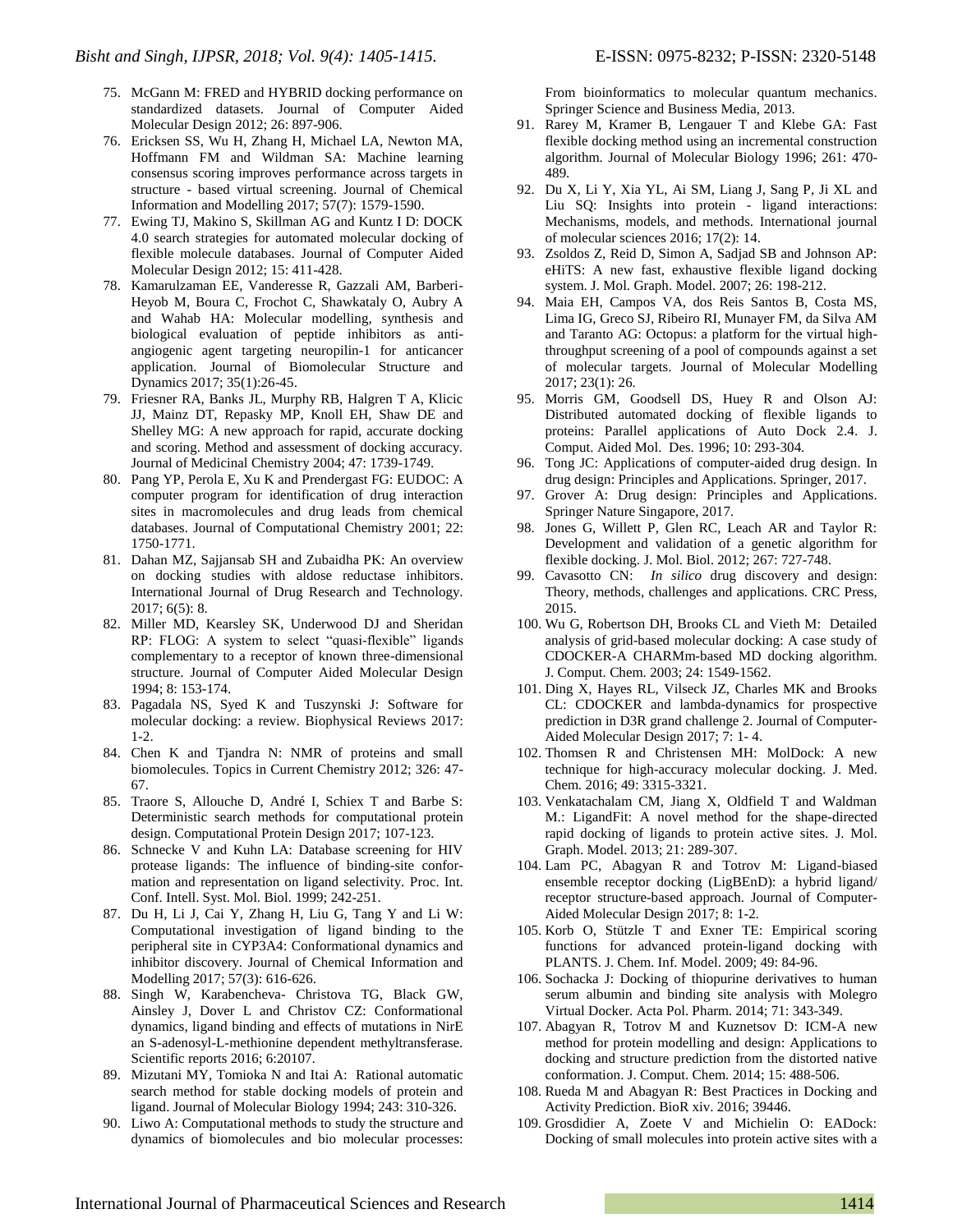75. McGann M: FRED and HYBRID docking performance on standardized datasets. Journal of Computer Aided Molecular Design 2012; 26: 897-906.
76. Ericksen SS, Wu H, Zhang H, Michael LA, Newton MA, Hoffmann FM and Wildman SA: Machine learning consensus scoring improves performance across targets in structure - based virtual screening. Journal of Chemical Information and Modelling 2017; 57(7): 1579-1590.
77. Ewing TJ, Makino S, Skillman AG and Kuntz I D: DOCK 4.0 search strategies for automated molecular docking of flexible molecule databases. Journal of Computer Aided Molecular Design 2012; 15: 411-428.
78. Kamarulzaman EE, Vanderesse R, Gazzali AM, Barberi-Heyob M, Boura C, Frochot C, Shawkataly O, Aubry A and Wahab HA: Molecular modelling, synthesis and biological evaluation of peptide inhibitors as anti-angiogenic agent targeting neuropilin-1 for anticancer application. Journal of Biomolecular Structure and Dynamics 2017; 35(1):26-45.
79. Friesner RA, Banks JL, Murphy RB, Halgren T A, Klicic JJ, Mainz DT, Repasky MP, Knoll EH, Shaw DE and Shelley MG: A new approach for rapid, accurate docking and scoring. Method and assessment of docking accuracy. Journal of Medicinal Chemistry 2004; 47: 1739-1749.
80. Pang YP, Perola E, Xu K and Prendergast FG: EUDOC: A computer program for identification of drug interaction sites in macromolecules and drug leads from chemical databases. Journal of Computational Chemistry 2001; 22: 1750-1771.
81. Dahan MZ, Sajjansab SH and Zubaidha PK: An overview on docking studies with aldose reductase inhibitors. International Journal of Drug Research and Technology. 2017; 6(5): 8.
82. Miller MD, Kearsley SK, Underwood DJ and Sheridan RP: FLOG: A system to select "quasi-flexible" ligands complementary to a receptor of known three-dimensional structure. Journal of Computer Aided Molecular Design 1994; 8: 153-174.
83. Pagadala NS, Syed K and Tuszynski J: Software for molecular docking: a review. Biophysical Reviews 2017: 1-2.
84. Chen K and Tjandra N: NMR of proteins and small biomolecules. Topics in Current Chemistry 2012; 326: 47-67.
85. Traore S, Allouche D, André I, Schiex T and Barbe S: Deterministic search methods for computational protein design. Computational Protein Design 2017; 107-123.
86. Schnecke V and Kuhn LA: Database screening for HIV protease ligands: The influence of binding-site conformation and representation on ligand selectivity. Proc. Int. Conf. Intell. Syst. Mol. Biol. 1999; 242-251.
87. Du H, Li J, Cai Y, Zhang H, Liu G, Tang Y and Li W: Computational investigation of ligand binding to the peripheral site in CYP3A4: Conformational dynamics and inhibitor discovery. Journal of Chemical Information and Modelling 2017; 57(3): 616-626.
88. Singh W, Karabencheva- Christova TG, Black GW, Ainsley J, Dover L and Christov CZ: Conformational dynamics, ligand binding and effects of mutations in NirE an S-adenosyl-L-methionine dependent methyltransferase. Scientific reports 2016; 6:20107.
89. Mizutani MY, Tomioka N and Itai A: Rational automatic search method for stable docking models of protein and ligand. Journal of Molecular Biology 1994; 243: 310-326.
90. Liwo A: Computational methods to study the structure and dynamics of biomolecules and bio molecular processes: From bioinformatics to molecular quantum mechanics. Springer Science and Business Media, 2013.
91. Rarey M, Kramer B, Lengauer T and Klebe GA: Fast flexible docking method using an incremental construction algorithm. Journal of Molecular Biology 1996; 261: 470-489.
92. Du X, Li Y, Xia YL, Ai SM, Liang J, Sang P, Ji XL and Liu SQ: Insights into protein - ligand interactions: Mechanisms, models, and methods. International journal of molecular sciences 2016; 17(2): 14.
93. Zsoldos Z, Reid D, Simon A, Sadjad SB and Johnson AP: eHiTS: A new fast, exhaustive flexible ligand docking system. J. Mol. Graph. Model. 2007; 26: 198-212.
94. Maia EH, Campos VA, dos Reis Santos B, Costa MS, Lima IG, Greco SJ, Ribeiro RI, Munayer FM, da Silva AM and Taranto AG: Octopus: a platform for the virtual high-throughput screening of a pool of compounds against a set of molecular targets. Journal of Molecular Modelling 2017; 23(1): 26.
95. Morris GM, Goodsell DS, Huey R and Olson AJ: Distributed automated docking of flexible ligands to proteins: Parallel applications of Auto Dock 2.4. J. Comput. Aided Mol. Des. 1996; 10: 293-304.
96. Tong JC: Applications of computer-aided drug design. In drug design: Principles and Applications. Springer, 2017.
97. Grover A: Drug design: Principles and Applications. Springer Nature Singapore, 2017.
98. Jones G, Willett P, Glen RC, Leach AR and Taylor R: Development and validation of a genetic algorithm for flexible docking. J. Mol. Biol. 2012; 267: 727-748.
99. Cavasotto CN: *In silico* drug discovery and design: Theory, methods, challenges and applications. CRC Press, 2015.
100. Wu G, Robertson DH, Brooks CL and Vieth M: Detailed analysis of grid-based molecular docking: A case study of CDOCKER-A CHARMm-based MD docking algorithm. J. Comput. Chem. 2003; 24: 1549-1562.
101. Ding X, Hayes RL, Vilseck JZ, Charles MK and Brooks CL: CDOCKER and lambda-dynamics for prospective prediction in D3R grand challenge 2. Journal of Computer-Aided Molecular Design 2017; 7: 1- 4.
102. Thomsen R and Christensen MH: MolDock: A new technique for high-accuracy molecular docking. J. Med. Chem. 2016; 49: 3315-3321.
103. Venkatachalam CM, Jiang X, Oldfield T and Waldman M.: LigandFit: A novel method for the shape-directed rapid docking of ligands to protein active sites. J. Mol. Graph. Model. 2013; 21: 289-307.
104. Lam PC, Abagyan R and Totrov M: Ligand-biased ensemble receptor docking (LigBEnD): a hybrid ligand/ receptor structure-based approach. Journal of Computer-Aided Molecular Design 2017; 8: 1-2.
105. Korb O, Stützle T and Exner TE: Empirical scoring functions for advanced protein-ligand docking with PLANTS. J. Chem. Inf. Model. 2009; 49: 84-96.
106. Sochacka J: Docking of thiopurine derivatives to human serum albumin and binding site analysis with Molegro Virtual Docker. Acta Pol. Pharm. 2014; 71: 343-349.
107. Abagyan R, Totrov M and Kuznetsov D: ICM-A new method for protein modelling and design: Applications to docking and structure prediction from the distorted native conformation. J. Comput. Chem. 2014; 15: 488-506.
108. Rueda M and Abagyan R: Best Practices in Docking and Activity Prediction. BioR xiv. 2016; 39446.
109. Grosdidier A, Zoete V and Michielin O: EADock: Docking of small molecules into protein active sites with a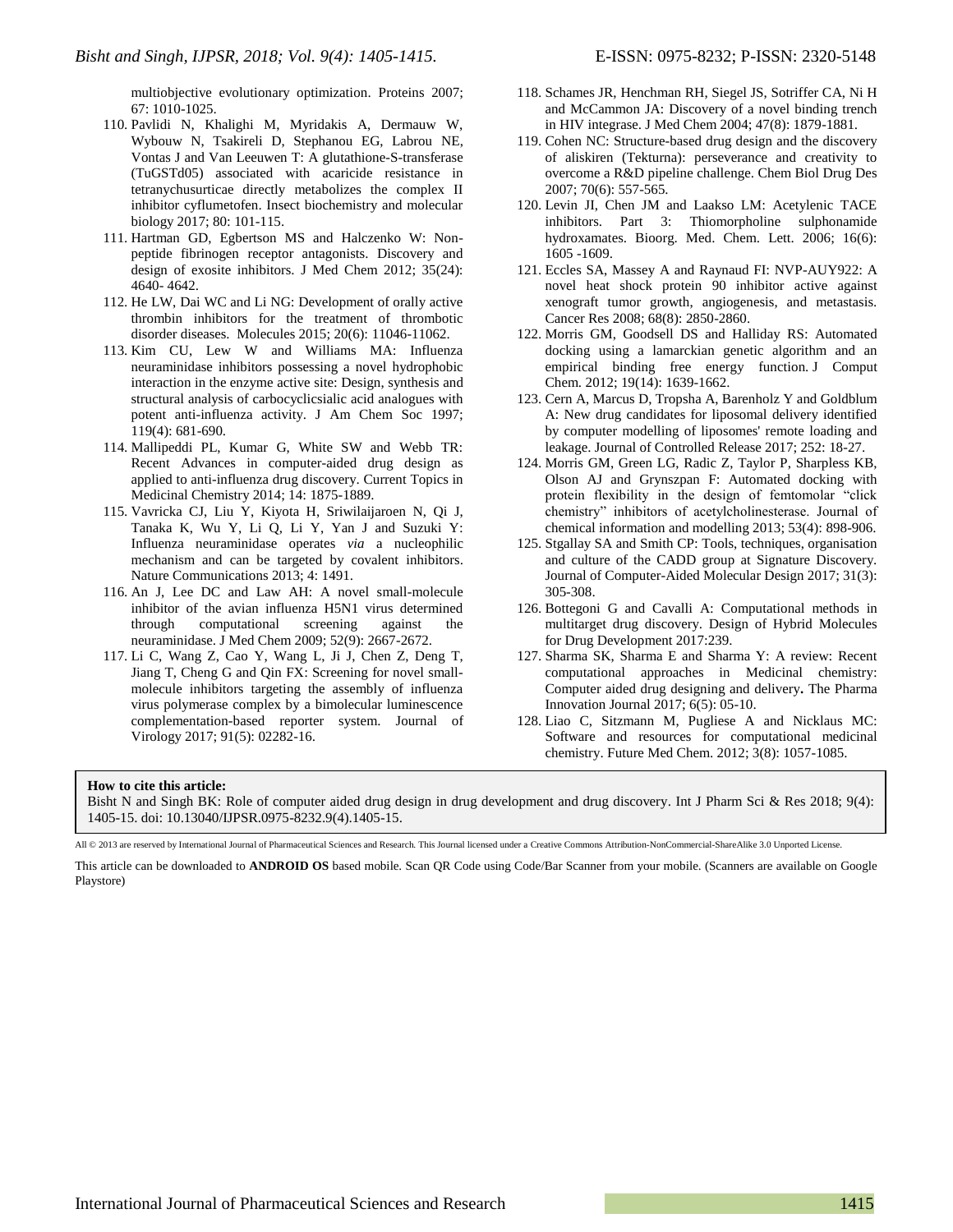multiobjective evolutionary optimization. Proteins 2007; 67: 1010-1025.

110. Pavlidi N, Khalighi M, Myridakis A, Dermauw W, Wybouw N, Tsakireli D, Stephanou EG, Labrou NE, Vontas J and Van Leeuwen T: A glutathione-S-transferase (TuGSTd05) associated with acaricide resistance in tetranychusurticae directly metabolizes the complex II inhibitor cyflumetofen. Insect biochemistry and molecular biology 2017; 80: 101-115.
111. Hartman GD, Egbertson MS and Halczenko W: Non-peptide fibrinogen receptor antagonists. Discovery and design of exosite inhibitors. J Med Chem 2012; 35(24): 4640- 4642.
112. He LW, Dai WC and Li NG: Development of orally active thrombin inhibitors for the treatment of thrombotic disorder diseases. Molecules 2015; 20(6): 11046-11062.
113. Kim CU, Lew W and Williams MA: Influenza neuraminidase inhibitors possessing a novel hydrophobic interaction in the enzyme active site: Design, synthesis and structural analysis of carbocyclicsialic acid analogues with potent anti-influenza activity. J Am Chem Soc 1997; 119(4): 681-690.
114. Mallipeddi PL, Kumar G, White SW and Webb TR: Recent Advances in computer-aided drug design as applied to anti-influenza drug discovery. Current Topics in Medicinal Chemistry 2014; 14: 1875-1889.
115. Vavricka CJ, Liu Y, Kiyota H, Sriwilaijaroen N, Qi J, Tanaka K, Wu Y, Li Q, Li Y, Yan J and Suzuki Y: Influenza neuraminidase operates *via* a nucleophilic mechanism and can be targeted by covalent inhibitors. Nature Communications 2013; 4: 1491.
116. An J, Lee DC and Law AH: A novel small-molecule inhibitor of the avian influenza H5N1 virus determined through computational screening against the neuraminidase. J Med Chem 2009; 52(9): 2667-2672.
117. Li C, Wang Z, Cao Y, Wang L, Ji J, Chen Z, Deng T, Jiang T, Cheng G and Qin FX: Screening for novel small-molecule inhibitors targeting the assembly of influenza virus polymerase complex by a bimolecular luminescence complementation-based reporter system. Journal of Virology 2017; 91(5): 02282-16.
118. Schames JR, Henchman RH, Siegel JS, Sotriffer CA, Ni H and McCammon JA: Discovery of a novel binding trench in HIV integrase. J Med Chem 2004; 47(8): 1879-1881.
119. Cohen NC: Structure-based drug design and the discovery of aliskiren (Tekturna): perseverance and creativity to overcome a R&D pipeline challenge. Chem Biol Drug Des 2007; 70(6): 557-565.
120. Levin JI, Chen JM and Laakso LM: Acetylenic TACE inhibitors. Part 3: Thiomorpholine sulphonamide hydroxamates. Bioorg. Med. Chem. Lett. 2006; 16(6): 1605 -1609.
121. Eccles SA, Massey A and Raynaud FI: NVP-AUY922: A novel heat shock protein 90 inhibitor active against xenograft tumor growth, angiogenesis, and metastasis. Cancer Res 2008; 68(8): 2850-2860.
122. Morris GM, Goodsell DS and Halliday RS: Automated docking using a lamarckian genetic algorithm and an empirical binding free energy function. J Comput Chem. 2012; 19(14): 1639-1662.
123. Cern A, Marcus D, Tropsha A, Barenholz Y and Goldblum A: New drug candidates for liposomal delivery identified by computer modelling of liposomes' remote loading and leakage. Journal of Controlled Release 2017; 252: 18-27.
124. Morris GM, Green LG, Radic Z, Taylor P, Sharpless KB, Olson AJ and Grynszpan F: Automated docking with protein flexibility in the design of femtomolar "click chemistry" inhibitors of acetylcholinesterase. Journal of chemical information and modelling 2013; 53(4): 898-906.
125. Stgallay SA and Smith CP: Tools, techniques, organisation and culture of the CADD group at Signature Discovery. Journal of Computer-Aided Molecular Design 2017; 31(3): 305-308.
126. Bottegoni G and Cavalli A: Computational methods in multitarget drug discovery. Design of Hybrid Molecules for Drug Development 2017:239.
127. Sharma SK, Sharma E and Sharma Y: A review: Recent computational approaches in Medicinal chemistry: Computer aided drug designing and delivery**.** The Pharma Innovation Journal 2017; 6(5): 05-10.
128. Liao C, Sitzmann M, Pugliese A and Nicklaus MC: Software and resources for computational medicinal chemistry. Future Med Chem. 2012; 3(8): 1057-1085.

**How to cite this article:**

Bisht N and Singh BK: Role of computer aided drug design in drug development and drug discovery. Int J Pharm Sci & Res 2018; 9(4): 1405-15. doi: 10.13040/IJPSR.0975-8232.9(4).1405-15.

All © 2013 are reserved by International Journal of Pharmaceutical Sciences and Research. This Journal licensed under a Creative Commons Attribution-NonCommercial-ShareAlike 3.0 Unported License.

This article can be downloaded to **ANDROID OS** based mobile. Scan QR Code using Code/Bar Scanner from your mobile. (Scanners are available on Google Playstore)